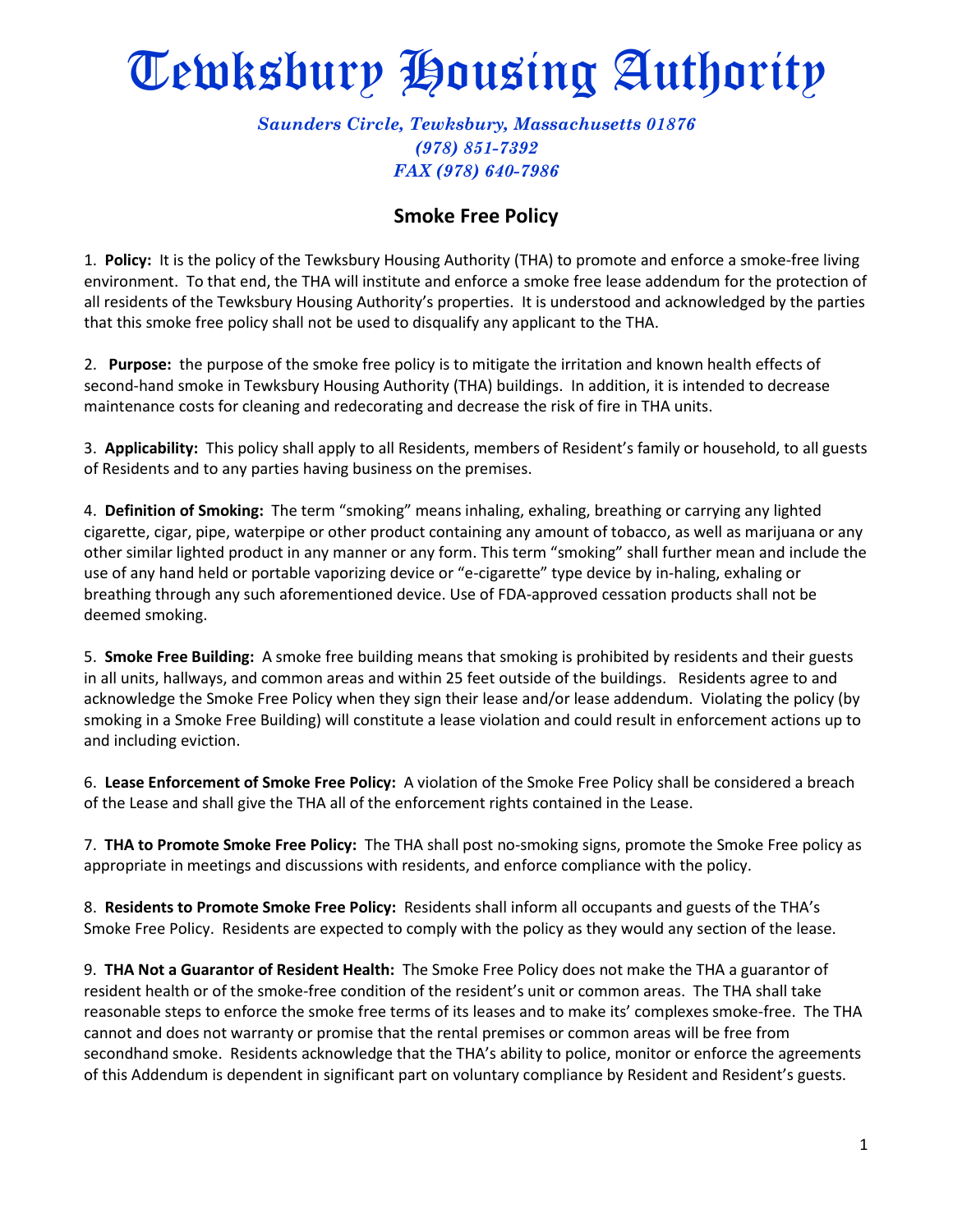# Tewksbury Housing Authority

*Saunders Circle, Tewksbury, Massachusetts 01876*
*(978) 851-7392*
*FAX (978) 640-7986*

## Smoke Free Policy

1. **Policy:** It is the policy of the Tewksbury Housing Authority (THA) to promote and enforce a smoke-free living environment. To that end, the THA will institute and enforce a smoke free lease addendum for the protection of all residents of the Tewksbury Housing Authority's properties. It is understood and acknowledged by the parties that this smoke free policy shall not be used to disqualify any applicant to the THA.

2. **Purpose:** the purpose of the smoke free policy is to mitigate the irritation and known health effects of second-hand smoke in Tewksbury Housing Authority (THA) buildings. In addition, it is intended to decrease maintenance costs for cleaning and redecorating and decrease the risk of fire in THA units.

3. **Applicability:** This policy shall apply to all Residents, members of Resident's family or household, to all guests of Residents and to any parties having business on the premises.

4. **Definition of Smoking:** The term "smoking" means inhaling, exhaling, breathing or carrying any lighted cigarette, cigar, pipe, waterpipe or other product containing any amount of tobacco, as well as marijuana or any other similar lighted product in any manner or any form. This term "smoking" shall further mean and include the use of any hand held or portable vaporizing device or "e-cigarette" type device by in-haling, exhaling or breathing through any such aforementioned device. Use of FDA-approved cessation products shall not be deemed smoking.

5. **Smoke Free Building:** A smoke free building means that smoking is prohibited by residents and their guests in all units, hallways, and common areas and within 25 feet outside of the buildings. Residents agree to and acknowledge the Smoke Free Policy when they sign their lease and/or lease addendum. Violating the policy (by smoking in a Smoke Free Building) will constitute a lease violation and could result in enforcement actions up to and including eviction.

6. **Lease Enforcement of Smoke Free Policy:** A violation of the Smoke Free Policy shall be considered a breach of the Lease and shall give the THA all of the enforcement rights contained in the Lease.

7. **THA to Promote Smoke Free Policy:** The THA shall post no-smoking signs, promote the Smoke Free policy as appropriate in meetings and discussions with residents, and enforce compliance with the policy.

8. **Residents to Promote Smoke Free Policy:** Residents shall inform all occupants and guests of the THA's Smoke Free Policy. Residents are expected to comply with the policy as they would any section of the lease.

9. **THA Not a Guarantor of Resident Health:** The Smoke Free Policy does not make the THA a guarantor of resident health or of the smoke-free condition of the resident's unit or common areas. The THA shall take reasonable steps to enforce the smoke free terms of its leases and to make its' complexes smoke-free. The THA cannot and does not warranty or promise that the rental premises or common areas will be free from secondhand smoke. Residents acknowledge that the THA's ability to police, monitor or enforce the agreements of this Addendum is dependent in significant part on voluntary compliance by Resident and Resident's guests.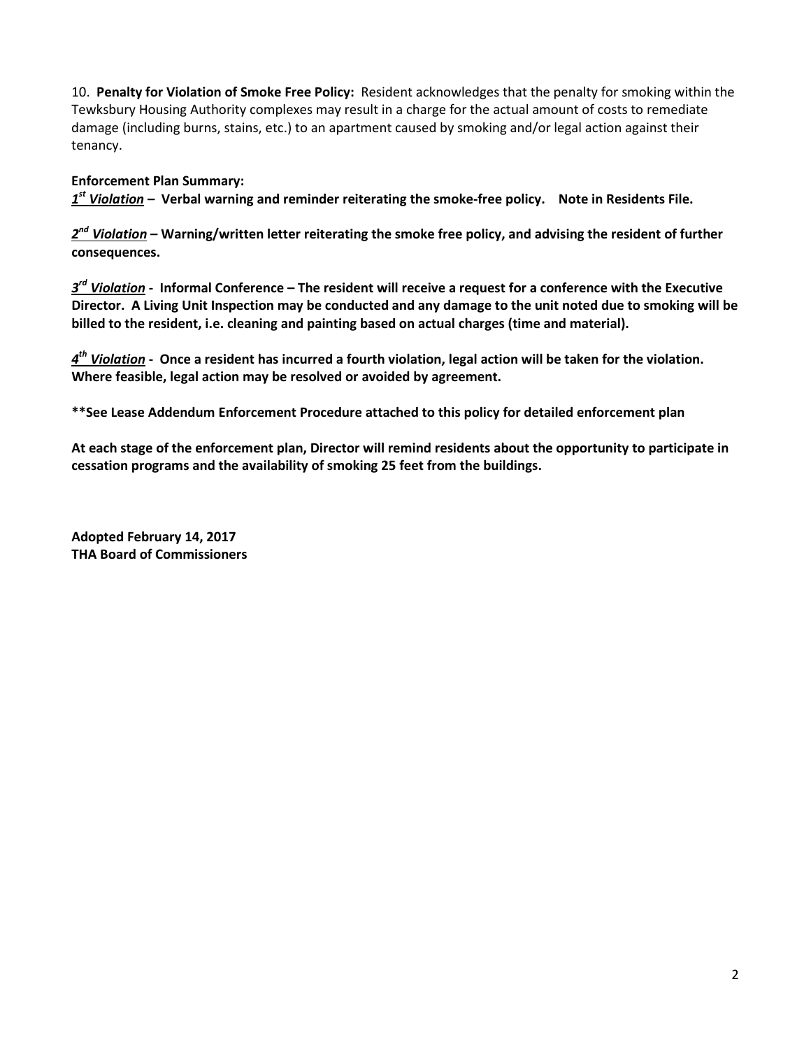10. **Penalty for Violation of Smoke Free Policy:** Resident acknowledges that the penalty for smoking within the Tewksbury Housing Authority complexes may result in a charge for the actual amount of costs to remediate damage (including burns, stains, etc.) to an apartment caused by smoking and/or legal action against their tenancy.

**Enforcement Plan Summary:**

***1st Violation*** **– Verbal warning and reminder reiterating the smoke-free policy. Note in Residents File.**

***2nd Violation*** **– Warning/written letter reiterating the smoke free policy, and advising the resident of further consequences.**

***3rd Violation*** **- Informal Conference – The resident will receive a request for a conference with the Executive Director. A Living Unit Inspection may be conducted and any damage to the unit noted due to smoking will be billed to the resident, i.e. cleaning and painting based on actual charges (time and material).**

***4th Violation*** **- Once a resident has incurred a fourth violation, legal action will be taken for the violation. Where feasible, legal action may be resolved or avoided by agreement.**

**\*\*See Lease Addendum Enforcement Procedure attached to this policy for detailed enforcement plan**

**At each stage of the enforcement plan, Director will remind residents about the opportunity to participate in cessation programs and the availability of smoking 25 feet from the buildings.**

**Adopted February 14, 2017**
**THA Board of Commissioners**